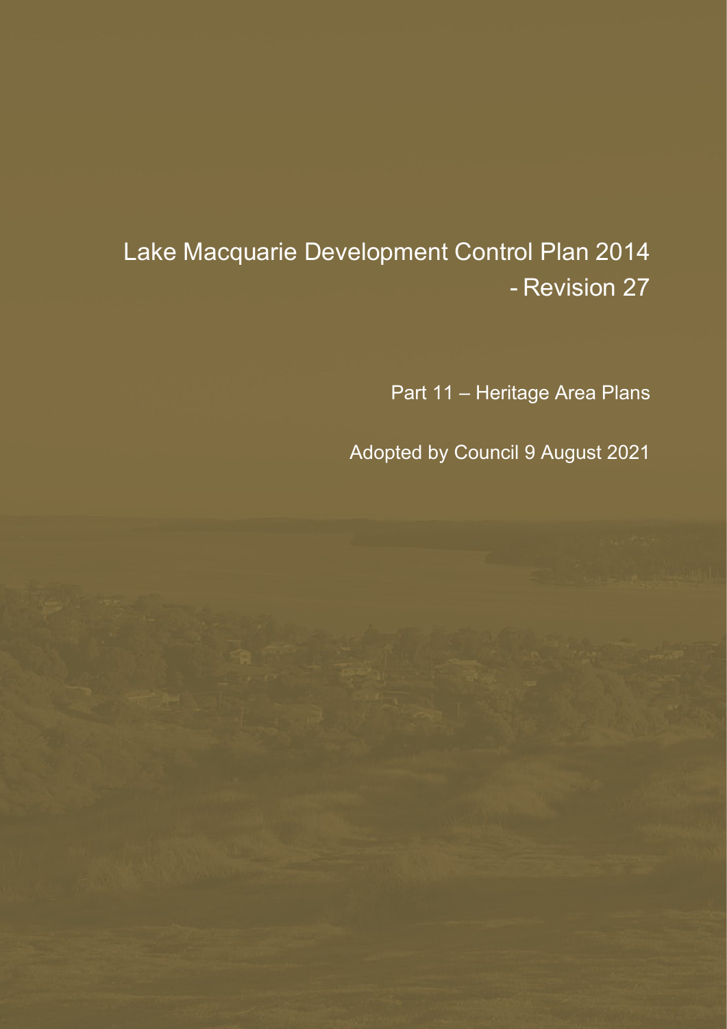# Lake Macquarie Development Control Plan 2014 - Revision 27

## Part 11 – Heritage Area Plans

Adopted by Council 9 August 2021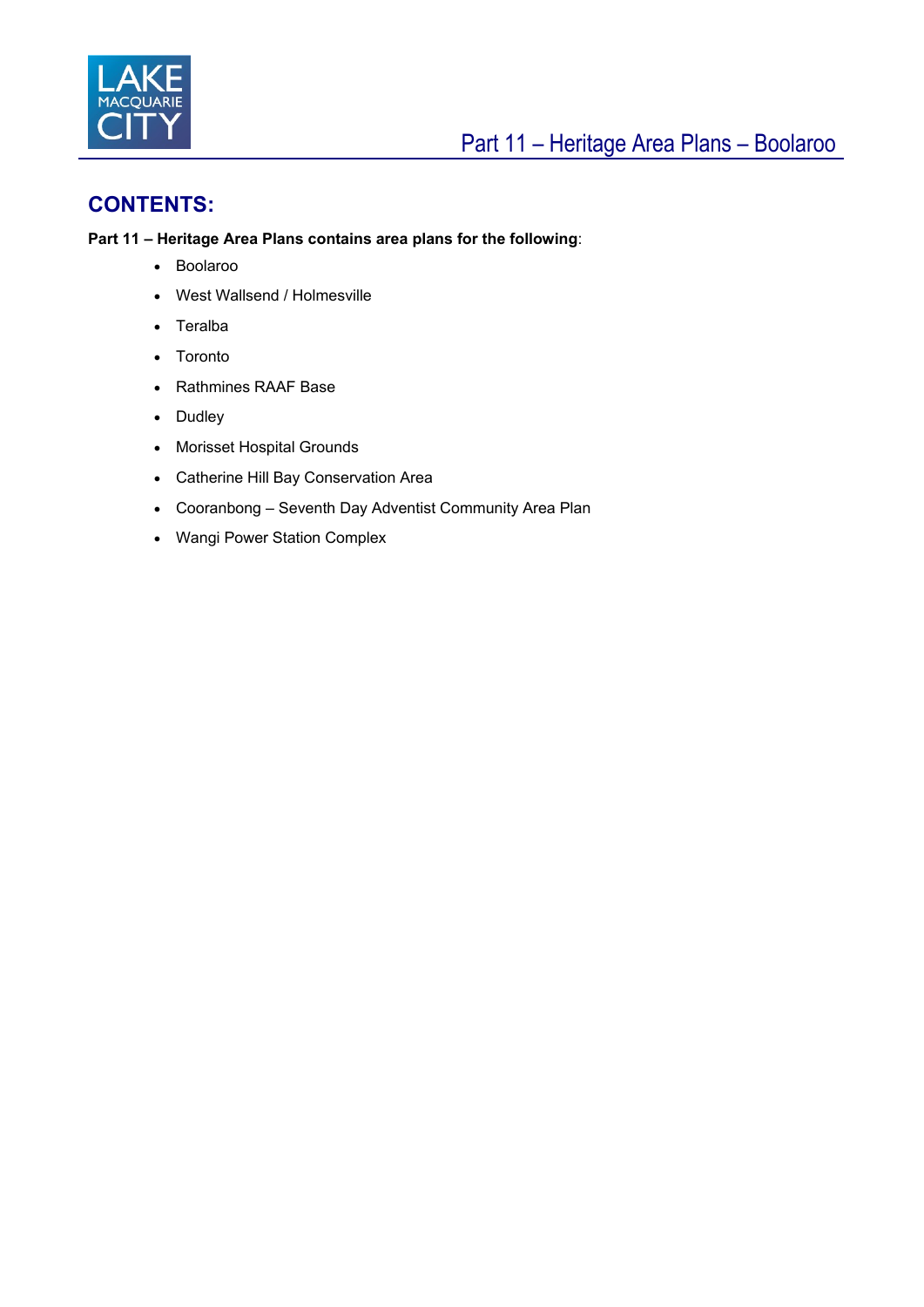## CONTENTS:

**Part 11 – Heritage Area Plans contains area plans for the following**:

- Boolaroo
- West Wallsend / Holmesville
- Teralba
- Toronto
- Rathmines RAAF Base
- Dudley
- Morisset Hospital Grounds
- Catherine Hill Bay Conservation Area
- Cooranbong – Seventh Day Adventist Community Area Plan
- Wangi Power Station Complex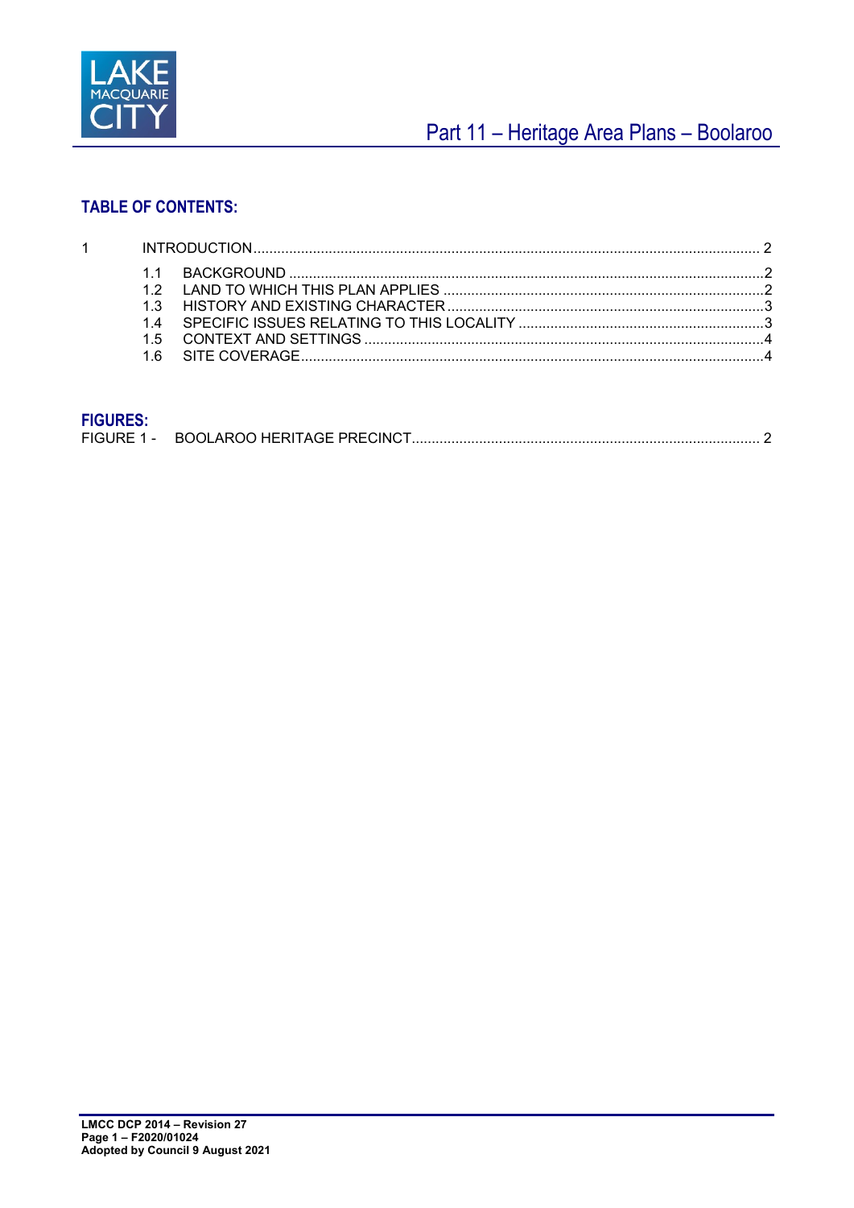# Part 11 – Heritage Area Plans – Boolaroo

## TABLE OF CONTENTS:

1 INTRODUCTION .......... 2

- 1.1 BACKGROUND .......... 2
- 1.2 LAND TO WHICH THIS PLAN APPLIES .......... 2
- 1.3 HISTORY AND EXISTING CHARACTER .......... 3
- 1.4 SPECIFIC ISSUES RELATING TO THIS LOCALITY .......... 3
- 1.5 CONTEXT AND SETTINGS .......... 4
- 1.6 SITE COVERAGE .......... 4

## FIGURES:

FIGURE 1 - BOOLAROO HERITAGE PRECINCT .......... 2

**LMCC DCP 2014 – Revision 27**
**Page 1 – F2020/01024**
**Adopted by Council 9 August 2021**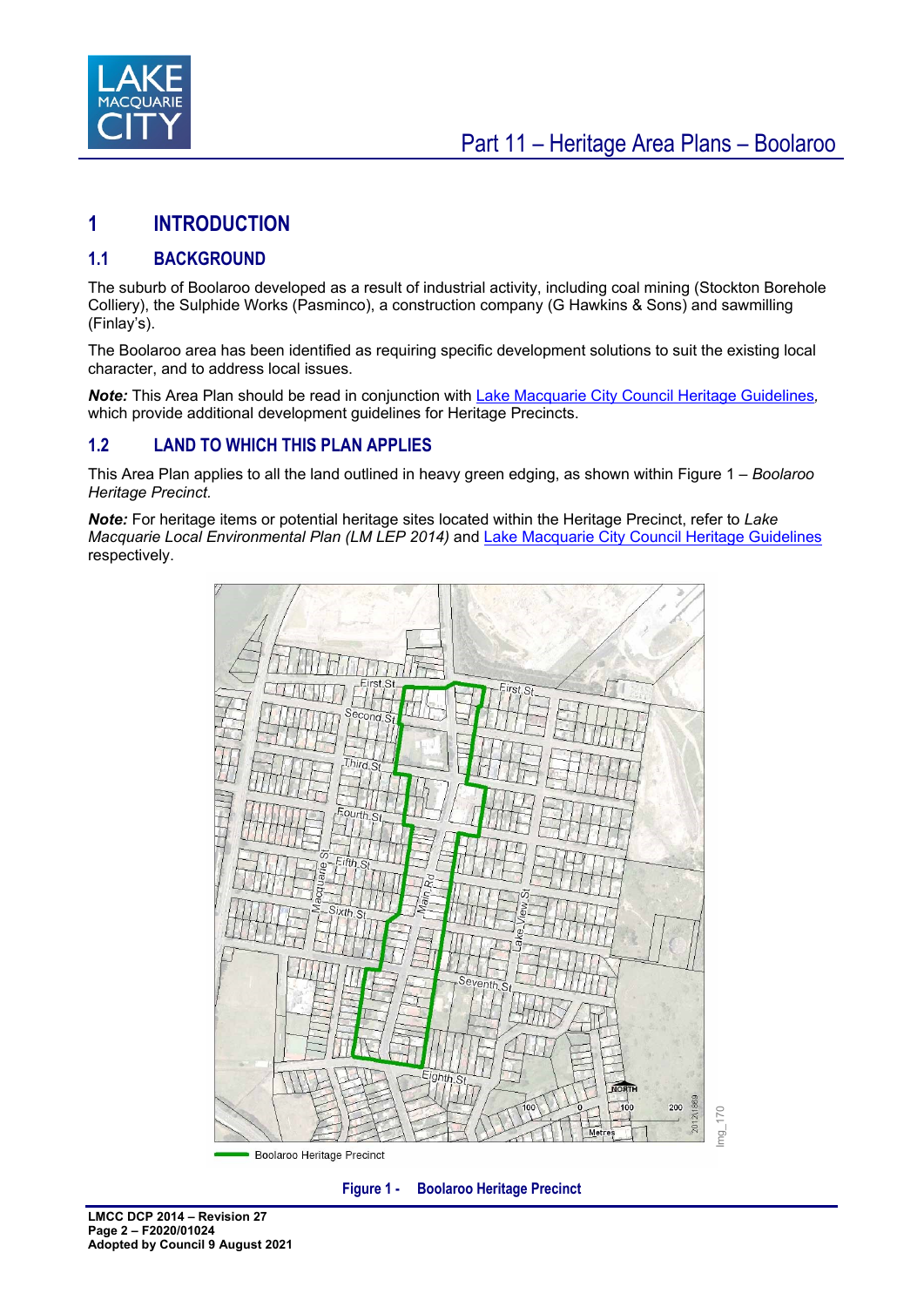# 1 INTRODUCTION

## 1.1 BACKGROUND

The suburb of Boolaroo developed as a result of industrial activity, including coal mining (Stockton Borehole Colliery), the Sulphide Works (Pasminco), a construction company (G Hawkins & Sons) and sawmilling (Finlay's).

The Boolaroo area has been identified as requiring specific development solutions to suit the existing local character, and to address local issues.

***Note:*** This Area Plan should be read in conjunction with Lake Macquarie City Council Heritage Guidelines, which provide additional development guidelines for Heritage Precincts.

## 1.2 LAND TO WHICH THIS PLAN APPLIES

This Area Plan applies to all the land outlined in heavy green edging, as shown within Figure 1 – *Boolaroo Heritage Precinct.*

***Note:*** For heritage items or potential heritage sites located within the Heritage Precinct, refer to *Lake Macquarie Local Environmental Plan (LM LEP 2014)* and Lake Macquarie City Council Heritage Guidelines respectively.

Boolaroo Heritage Precinct

**Figure 1 - Boolaroo Heritage Precinct**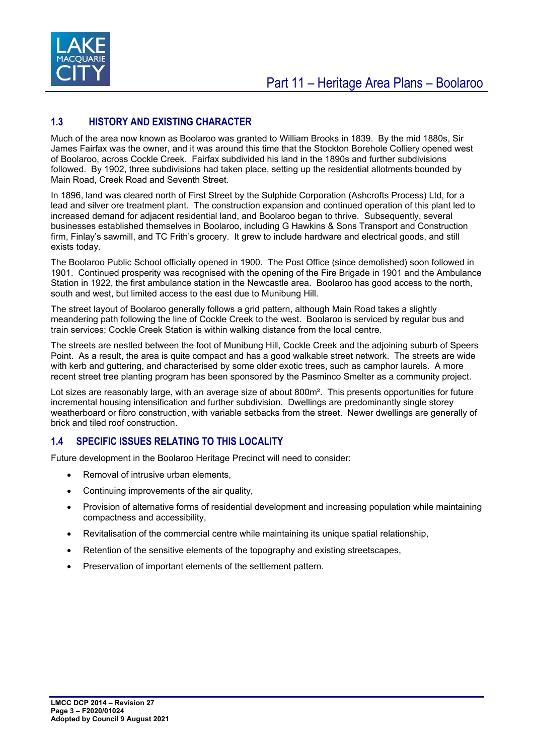## 1.3 HISTORY AND EXISTING CHARACTER

Much of the area now known as Boolaroo was granted to William Brooks in 1839. By the mid 1880s, Sir James Fairfax was the owner, and it was around this time that the Stockton Borehole Colliery opened west of Boolaroo, across Cockle Creek. Fairfax subdivided his land in the 1890s and further subdivisions followed. By 1902, three subdivisions had taken place, setting up the residential allotments bounded by Main Road, Creek Road and Seventh Street.

In 1896, land was cleared north of First Street by the Sulphide Corporation (Ashcrofts Process) Ltd, for a lead and silver ore treatment plant. The construction expansion and continued operation of this plant led to increased demand for adjacent residential land, and Boolaroo began to thrive. Subsequently, several businesses established themselves in Boolaroo, including G Hawkins & Sons Transport and Construction firm, Finlay's sawmill, and TC Frith's grocery. It grew to include hardware and electrical goods, and still exists today.

The Boolaroo Public School officially opened in 1900. The Post Office (since demolished) soon followed in 1901. Continued prosperity was recognised with the opening of the Fire Brigade in 1901 and the Ambulance Station in 1922, the first ambulance station in the Newcastle area. Boolaroo has good access to the north, south and west, but limited access to the east due to Munibung Hill.

The street layout of Boolaroo generally follows a grid pattern, although Main Road takes a slightly meandering path following the line of Cockle Creek to the west. Boolaroo is serviced by regular bus and train services; Cockle Creek Station is within walking distance from the local centre.

The streets are nestled between the foot of Munibung Hill, Cockle Creek and the adjoining suburb of Speers Point. As a result, the area is quite compact and has a good walkable street network. The streets are wide with kerb and guttering, and characterised by some older exotic trees, such as camphor laurels. A more recent street tree planting program has been sponsored by the Pasminco Smelter as a community project.

Lot sizes are reasonably large, with an average size of about 800m². This presents opportunities for future incremental housing intensification and further subdivision. Dwellings are predominantly single storey weatherboard or fibro construction, with variable setbacks from the street. Newer dwellings are generally of brick and tiled roof construction.

## 1.4 SPECIFIC ISSUES RELATING TO THIS LOCALITY

Future development in the Boolaroo Heritage Precinct will need to consider:

- Removal of intrusive urban elements,
- Continuing improvements of the air quality,
- Provision of alternative forms of residential development and increasing population while maintaining compactness and accessibility,
- Revitalisation of the commercial centre while maintaining its unique spatial relationship,
- Retention of the sensitive elements of the topography and existing streetscapes,
- Preservation of important elements of the settlement pattern.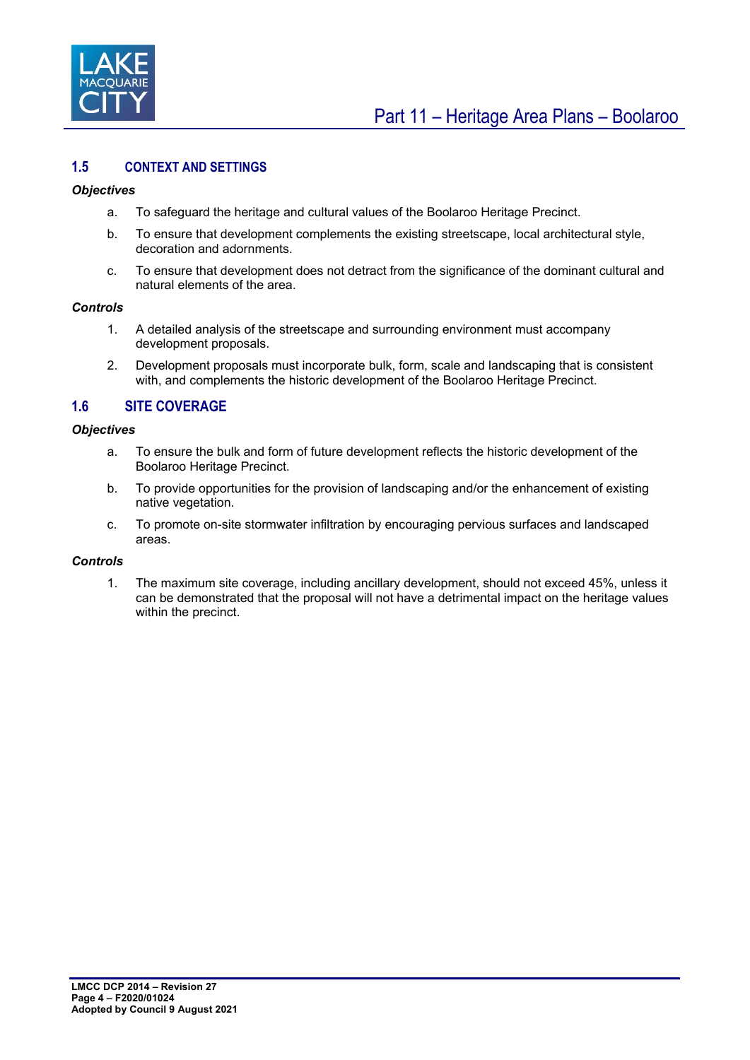## 1.5 CONTEXT AND SETTINGS

***Objectives***

a. To safeguard the heritage and cultural values of the Boolaroo Heritage Precinct.

b. To ensure that development complements the existing streetscape, local architectural style, decoration and adornments.

c. To ensure that development does not detract from the significance of the dominant cultural and natural elements of the area.

***Controls***

1. A detailed analysis of the streetscape and surrounding environment must accompany development proposals.
2. Development proposals must incorporate bulk, form, scale and landscaping that is consistent with, and complements the historic development of the Boolaroo Heritage Precinct.

## 1.6 SITE COVERAGE

***Objectives***

a. To ensure the bulk and form of future development reflects the historic development of the Boolaroo Heritage Precinct.

b. To provide opportunities for the provision of landscaping and/or the enhancement of existing native vegetation.

c. To promote on-site stormwater infiltration by encouraging pervious surfaces and landscaped areas.

***Controls***

1. The maximum site coverage, including ancillary development, should not exceed 45%, unless it can be demonstrated that the proposal will not have a detrimental impact on the heritage values within the precinct.